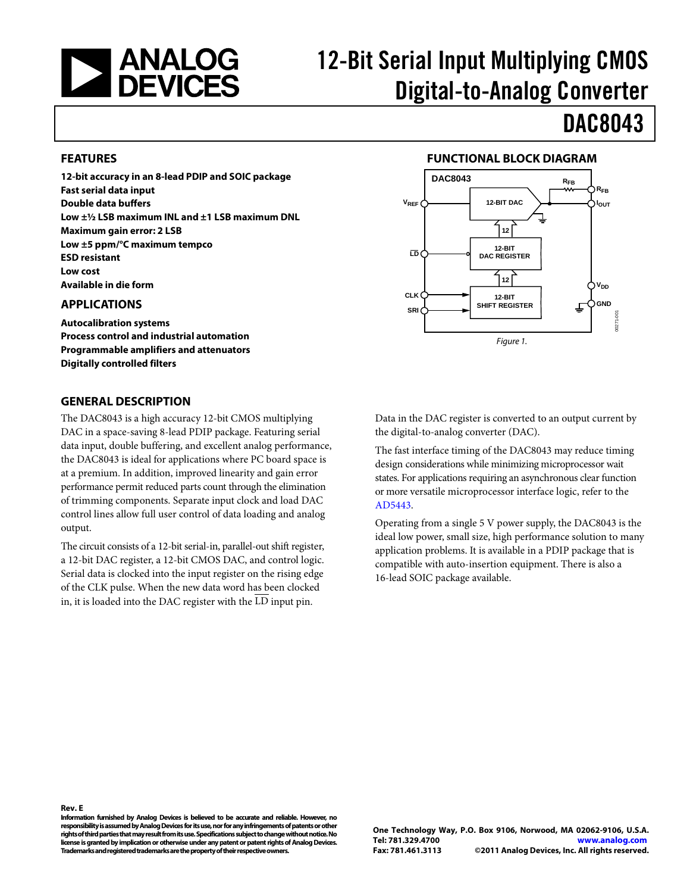# 12-Bit Serial Input Multiplying CMOS Digital-to-Analog Converter

# DAC8043

## FEATURES

**12-bit accuracy in an 8-lead PDIP and SOIC package**
**Fast serial data input**
**Double data buffers**
**Low ±½ LSB maximum INL and ±1 LSB maximum DNL**
**Maximum gain error: 2 LSB**
**Low ±5 ppm/°C maximum tempco**
**ESD resistant**
**Low cost**
**Available in die form**

## APPLICATIONS

**Autocalibration systems**
**Process control and industrial automation**
**Programmable amplifiers and attenuators**
**Digitally controlled filters**

## FUNCTIONAL BLOCK DIAGRAM

Figure 1.

## GENERAL DESCRIPTION

The DAC8043 is a high accuracy 12-bit CMOS multiplying DAC in a space-saving 8-lead PDIP package. Featuring serial data input, double buffering, and excellent analog performance, the DAC8043 is ideal for applications where PC board space is at a premium. In addition, improved linearity and gain error performance permit reduced parts count through the elimination of trimming components. Separate input clock and load DAC control lines allow full user control of data loading and analog output.

The circuit consists of a 12-bit serial-in, parallel-out shift register, a 12-bit DAC register, a 12-bit CMOS DAC, and control logic. Serial data is clocked into the input register on the rising edge of the CLK pulse. When the new data word has been clocked in, it is loaded into the DAC register with the $\overline{\text{LD}}$ input pin.

Data in the DAC register is converted to an output current by the digital-to-analog converter (DAC).

The fast interface timing of the DAC8043 may reduce timing design considerations while minimizing microprocessor wait states. For applications requiring an asynchronous clear function or more versatile microprocessor interface logic, refer to the AD5443.

Operating from a single 5 V power supply, the DAC8043 is the ideal low power, small size, high performance solution to many application problems. It is available in a PDIP package that is compatible with auto-insertion equipment. There is also a 16-lead SOIC package available.

**Rev. E**
**Information furnished by Analog Devices is believed to be accurate and reliable. However, no responsibility is assumed by Analog Devices for its use, nor for any infringements of patents or other rights of third parties that may result from its use. Specifications subject to change without notice. No license is granted by implication or otherwise under any patent or patent rights of Analog Devices. Trademarks and registered trademarks are the property of their respective owners.**

**One Technology Way, P.O. Box 9106, Norwood, MA 02062-9106, U.S.A.**
**Tel: 781.329.4700 www.analog.com**
**Fax: 781.461.3113 ©2011 Analog Devices, Inc. All rights reserved.**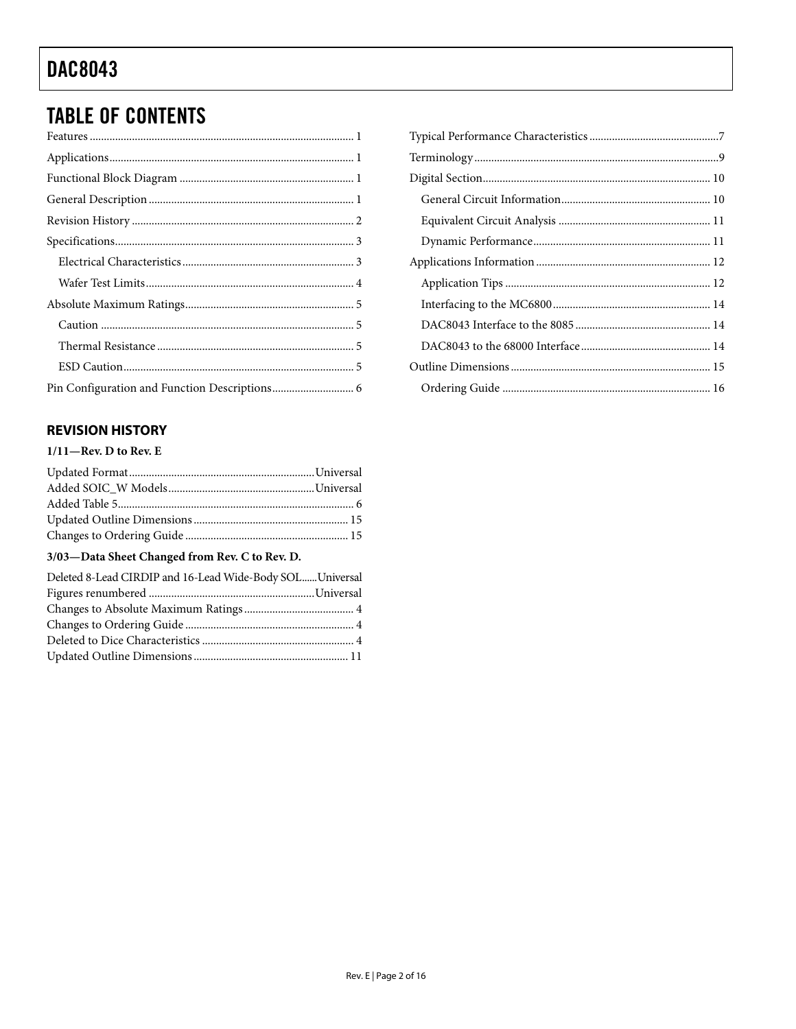## TABLE OF CONTENTS

Features .......... 1
Applications .......... 1
Functional Block Diagram .......... 1
General Description .......... 1
Revision History .......... 2
Specifications .......... 3
  Electrical Characteristics .......... 3
  Wafer Test Limits .......... 4
Absolute Maximum Ratings .......... 5
  Caution .......... 5
  Thermal Resistance .......... 5
  ESD Caution .......... 5
Pin Configuration and Function Descriptions .......... 6
Typical Performance Characteristics .......... 7
Terminology .......... 9
Digital Section .......... 10
  General Circuit Information .......... 10
  Equivalent Circuit Analysis .......... 11
  Dynamic Performance .......... 11
Applications Information .......... 12
  Application Tips .......... 12
  Interfacing to the MC6800 .......... 14
  DAC8043 Interface to the 8085 .......... 14
  DAC8043 to the 68000 Interface .......... 14
Outline Dimensions .......... 15
  Ordering Guide .......... 16

### REVISION HISTORY

**1/11—Rev. D to Rev. E**

Updated Format .......... Universal
Added SOIC_W Models .......... Universal
Added Table 5 .......... 6
Updated Outline Dimensions .......... 15
Changes to Ordering Guide .......... 15

**3/03—Data Sheet Changed from Rev. C to Rev. D.**

Deleted 8-Lead CIRDIP and 16-Lead Wide-Body SOL .......... Universal
Figures renumbered .......... Universal
Changes to Absolute Maximum Ratings .......... 4
Changes to Ordering Guide .......... 4
Deleted to Dice Characteristics .......... 4
Updated Outline Dimensions .......... 11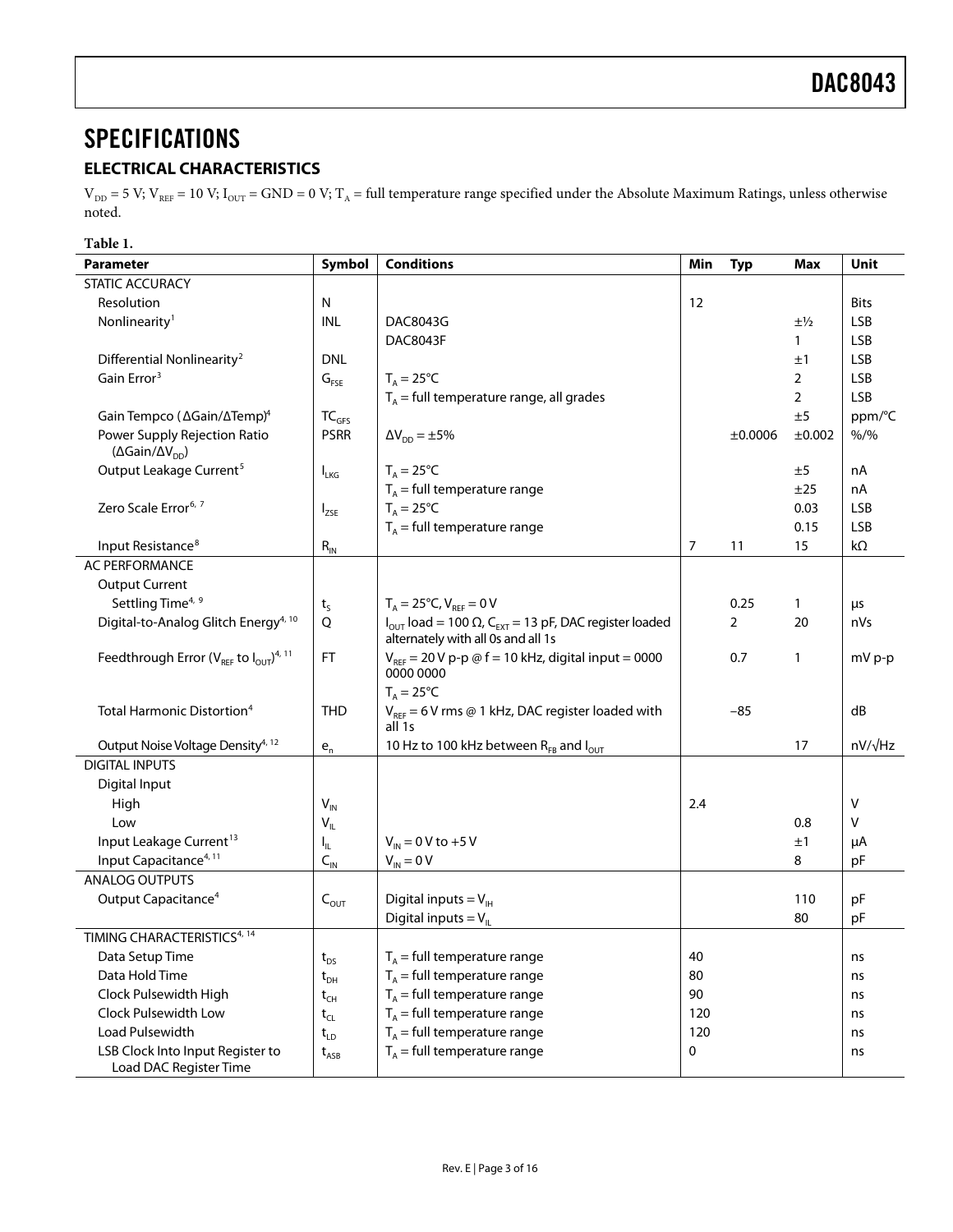# SPECIFICATIONS

## ELECTRICAL CHARACTERISTICS

$V_{DD}$ = 5 V; $V_{REF}$ = 10 V; $I_{OUT}$ = GND = 0 V; $T_A$ = full temperature range specified under the Absolute Maximum Ratings, unless otherwise noted.

**Table 1.**

| Parameter | Symbol | Conditions | Min | Typ | Max | Unit |
|---|---|---|---|---|---|---|
| STATIC ACCURACY | | | | | | |
| Resolution | N | | 12 | | | Bits |
| Nonlinearity[1] | INL | DAC8043G | | | ±½ | LSB |
| | | DAC8043F | | | 1 | LSB |
| Differential Nonlinearity[2] | DNL | | | | ±1 | LSB |
| Gain Error[3] | $G_{FSE}$ | $T_A$ = 25°C | | | 2 | LSB |
| | | $T_A$ = full temperature range, all grades | | | 2 | LSB |
| Gain Tempco (ΔGain/ΔTemp)[4] | $TC_{GFS}$ | | | | ±5 | ppm/°C |
| Power Supply Rejection Ratio (ΔGain/Δ$V_{DD}$) | PSRR | Δ$V_{DD}$ = ±5% | | ±0.0006 | ±0.002 | %/% |
| Output Leakage Current[5] | $I_{LKG}$ | $T_A$ = 25°C | | | ±5 | nA |
| | | $T_A$ = full temperature range | | | ±25 | nA |
| Zero Scale Error[6, 7] | $I_{ZSE}$ | $T_A$ = 25°C | | | 0.03 | LSB |
| | | $T_A$ = full temperature range | | | 0.15 | LSB |
| Input Resistance[8] | $R_{IN}$ | | 7 | 11 | 15 | kΩ |
| AC PERFORMANCE | | | | | | |
| Output Current | | | | | | |
| Settling Time[4, 9] | $t_S$ | $T_A$ = 25°C, $V_{REF}$ = 0 V | | 0.25 | 1 | μs |
| Digital-to-Analog Glitch Energy[4, 10] | Q | $I_{OUT}$ load = 100 Ω, $C_{EXT}$ = 13 pF, DAC register loaded alternately with all 0s and all 1s | | 2 | 20 | nVs |
| Feedthrough Error ($V_{REF}$ to $I_{OUT}$)[4, 11] | FT | $V_{REF}$ = 20 V p-p @ f = 10 kHz, digital input = 0000 0000 0000 | | 0.7 | 1 | mV p-p |
| | | $T_A$ = 25°C | | | | |
| Total Harmonic Distortion[4] | THD | $V_{REF}$ = 6 V rms @ 1 kHz, DAC register loaded with all 1s | | −85 | | dB |
| Output Noise Voltage Density[4, 12] | $e_n$ | 10 Hz to 100 kHz between $R_{FB}$ and $I_{OUT}$ | | | 17 | nV/√Hz |
| DIGITAL INPUTS | | | | | | |
| Digital Input | | | | | | |
| High | $V_{IN}$ | | 2.4 | | | V |
| Low | $V_{IL}$ | | | | 0.8 | V |
| Input Leakage Current[13] | $I_{IL}$ | $V_{IN}$ = 0 V to +5 V | | | ±1 | μA |
| Input Capacitance[4, 11] | $C_{IN}$ | $V_{IN}$ = 0 V | | | 8 | pF |
| ANALOG OUTPUTS | | | | | | |
| Output Capacitance[4] | $C_{OUT}$ | Digital inputs = $V_{IH}$ | | | 110 | pF |
| | | Digital inputs = $V_{IL}$ | | | 80 | pF |
| TIMING CHARACTERISTICS[4, 14] | | | | | | |
| Data Setup Time | $t_{DS}$ | $T_A$ = full temperature range | 40 | | | ns |
| Data Hold Time | $t_{DH}$ | $T_A$ = full temperature range | 80 | | | ns |
| Clock Pulsewidth High | $t_{CH}$ | $T_A$ = full temperature range | 90 | | | ns |
| Clock Pulsewidth Low | $t_{CL}$ | $T_A$ = full temperature range | 120 | | | ns |
| Load Pulsewidth | $t_{LD}$ | $T_A$ = full temperature range | 120 | | | ns |
| LSB Clock Into Input Register to Load DAC Register Time | $t_{ASB}$ | $T_A$ = full temperature range | 0 | | | ns |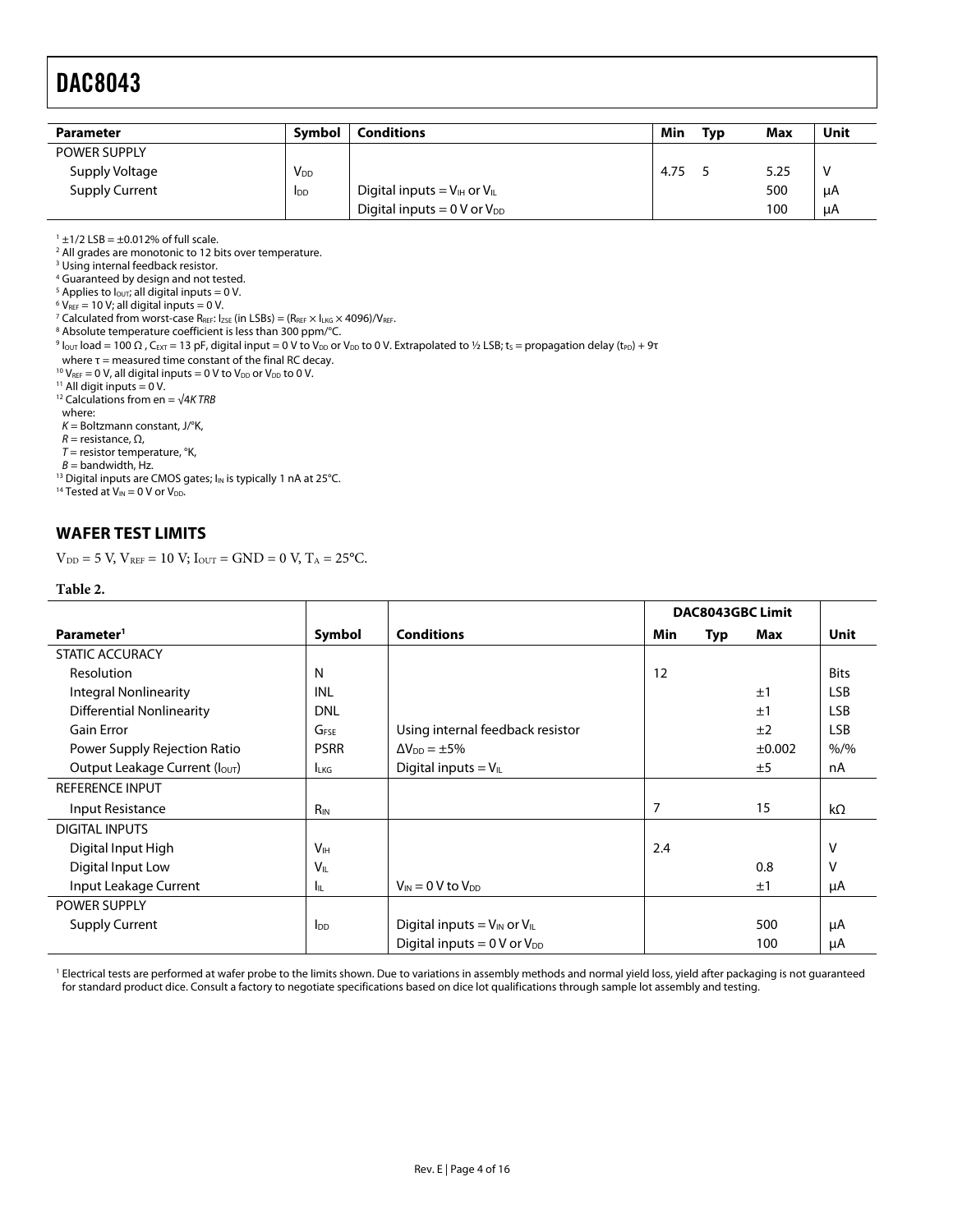| Parameter | Symbol | Conditions | Min | Typ | Max | Unit |
|---|---|---|---|---|---|---|
| POWER SUPPLY | | | | | | |
| Supply Voltage | $V_{DD}$ | | 4.75 | 5 | 5.25 | V |
| Supply Current | $I_{DD}$ | Digital inputs = $V_{IH}$ or $V_{IL}$ | | | 500 | μA |
| | | Digital inputs = 0 V or $V_{DD}$ | | | 100 | μA |

[1] ±1/2 LSB = ±0.012% of full scale.
[2] All grades are monotonic to 12 bits over temperature.
[3] Using internal feedback resistor.
[4] Guaranteed by design and not tested.
[5] Applies to $I_{OUT}$; all digital inputs = 0 V.
[6] $V_{REF}$ = 10 V; all digital inputs = 0 V.
[7] Calculated from worst-case $R_{REF}$: $I_{ZSE}$ (in LSBs) = ($R_{REF}$ × $I_{LKG}$ × 4096)/$V_{REF}$.
[8] Absolute temperature coefficient is less than 300 ppm/°C.
[9] $I_{OUT}$ load = 100 Ω , $C_{EXT}$ = 13 pF, digital input = 0 V to $V_{DD}$ or $V_{DD}$ to 0 V. Extrapolated to ½ LSB; $t_S$ = propagation delay ($t_{PD}$) + 9τ where τ = measured time constant of the final RC decay.
[10] $V_{REF}$ = 0 V, all digital inputs = 0 V to $V_{DD}$ or $V_{DD}$ to 0 V.
[11] All digit inputs = 0 V.
[12] Calculations from $e_n = \sqrt{4KTRB}$
where:
$K$ = Boltzmann constant, J/°K,
$R$ = resistance, Ω,
$T$ = resistor temperature, °K,
$B$ = bandwidth, Hz.
[13] Digital inputs are CMOS gates; $I_{IN}$ is typically 1 nA at 25°C.
[14] Tested at $V_{IN}$ = 0 V or $V_{DD}$.

## WAFER TEST LIMITS

$V_{DD}$ = 5 V, $V_{REF}$ = 10 V; $I_{OUT}$ = GND = 0 V, $T_A$ = 25°C.

**Table 2.**

| | | | DAC8043GBC Limit | | | |
|---|---|---|---|---|---|---|
| Parameter[1] | Symbol | Conditions | Min | Typ | Max | Unit |
| STATIC ACCURACY | | | | | | |
| Resolution | N | | 12 | | | Bits |
| Integral Nonlinearity | INL | | | | ±1 | LSB |
| Differential Nonlinearity | DNL | | | | ±1 | LSB |
| Gain Error | $G_{FSE}$ | Using internal feedback resistor | | | ±2 | LSB |
| Power Supply Rejection Ratio | PSRR | $\Delta V_{DD}$ = ±5% | | | ±0.002 | %/% |
| Output Leakage Current ($I_{OUT}$) | $I_{LKG}$ | Digital inputs = $V_{IL}$ | | | ±5 | nA |
| REFERENCE INPUT | | | | | | |
| Input Resistance | $R_{IN}$ | | 7 | | 15 | kΩ |
| DIGITAL INPUTS | | | | | | |
| Digital Input High | $V_{IH}$ | | 2.4 | | | V |
| Digital Input Low | $V_{IL}$ | | | | 0.8 | V |
| Input Leakage Current | $I_{IL}$ | $V_{IN}$ = 0 V to $V_{DD}$ | | | ±1 | μA |
| POWER SUPPLY | | | | | | |
| Supply Current | $I_{DD}$ | Digital inputs = $V_{IN}$ or $V_{IL}$ | | | 500 | μA |
| | | Digital inputs = 0 V or $V_{DD}$ | | | 100 | μA |

[1] Electrical tests are performed at wafer probe to the limits shown. Due to variations in assembly methods and normal yield loss, yield after packaging is not guaranteed for standard product dice. Consult a factory to negotiate specifications based on dice lot qualifications through sample lot assembly and testing.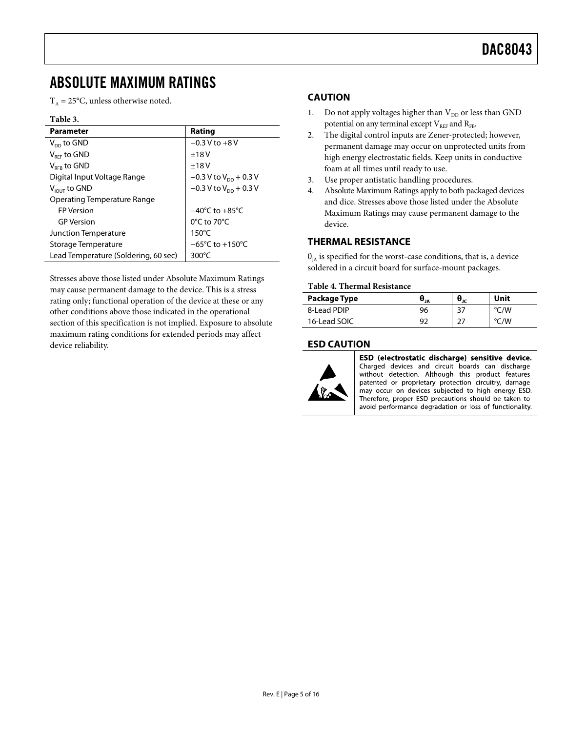# ABSOLUTE MAXIMUM RATINGS

$T_A$ = 25°C, unless otherwise noted.

**Table 3.**

| Parameter | Rating |
|---|---|
| $V_{DD}$ to GND | −0.3 V to +8 V |
| $V_{REF}$ to GND | ±18 V |
| $V_{RFB}$ to GND | ±18 V |
| Digital Input Voltage Range | −0.3 V to $V_{DD}$ + 0.3 V |
| $V_{IOUT}$ to GND | −0.3 V to $V_{DD}$ + 0.3 V |
| Operating Temperature Range | |
| FP Version | −40°C to +85°C |
| GP Version | 0°C to 70°C |
| Junction Temperature | 150°C |
| Storage Temperature | −65°C to +150°C |
| Lead Temperature (Soldering, 60 sec) | 300°C |

Stresses above those listed under Absolute Maximum Ratings may cause permanent damage to the device. This is a stress rating only; functional operation of the device at these or any other conditions above those indicated in the operational section of this specification is not implied. Exposure to absolute maximum rating conditions for extended periods may affect device reliability.

## CAUTION

1. Do not apply voltages higher than $V_{DD}$ or less than GND potential on any terminal except $V_{REF}$ and $R_{FB}$.
2. The digital control inputs are Zener-protected; however, permanent damage may occur on unprotected units from high energy electrostatic fields. Keep units in conductive foam at all times until ready to use.
3. Use proper antistatic handling procedures.
4. Absolute Maximum Ratings apply to both packaged devices and dice. Stresses above those listed under the Absolute Maximum Ratings may cause permanent damage to the device.

## THERMAL RESISTANCE

$\theta_{JA}$ is specified for the worst-case conditions, that is, a device soldered in a circuit board for surface-mount packages.

**Table 4. Thermal Resistance**

| Package Type | $\theta_{JA}$ | $\theta_{JC}$ | Unit |
|---|---|---|---|
| 8-Lead PDIP | 96 | 37 | °C/W |
| 16-Lead SOIC | 92 | 27 | °C/W |

## ESD CAUTION

**ESD (electrostatic discharge) sensitive device.** Charged devices and circuit boards can discharge without detection. Although this product features patented or proprietary protection circuitry, damage may occur on devices subjected to high energy ESD. Therefore, proper ESD precautions should be taken to avoid performance degradation or loss of functionality.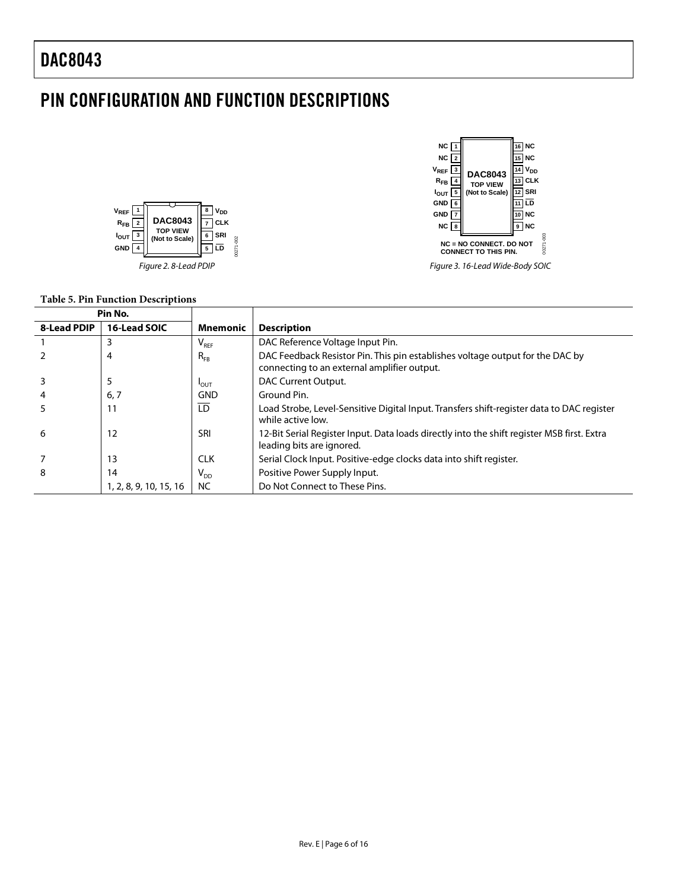## PIN CONFIGURATION AND FUNCTION DESCRIPTIONS

Figure 2. 8-Lead PDIP

Figure 3. 16-Lead Wide-Body SOIC

**Table 5. Pin Function Descriptions**

| Pin No. | | | |
|---|---|---|---|
| **8-Lead PDIP** | **16-Lead SOIC** | **Mnemonic** | **Description** |
| 1 | 3 | $V_{REF}$ | DAC Reference Voltage Input Pin. |
| 2 | 4 | $R_{FB}$ | DAC Feedback Resistor Pin. This pin establishes voltage output for the DAC by connecting to an external amplifier output. |
| 3 | 5 | $I_{OUT}$ | DAC Current Output. |
| 4 | 6, 7 | GND | Ground Pin. |
| 5 | 11 | $\overline{LD}$ | Load Strobe, Level-Sensitive Digital Input. Transfers shift-register data to DAC register while active low. |
| 6 | 12 | SRI | 12-Bit Serial Register Input. Data loads directly into the shift register MSB first. Extra leading bits are ignored. |
| 7 | 13 | CLK | Serial Clock Input. Positive-edge clocks data into shift register. |
| 8 | 14 | $V_{DD}$ | Positive Power Supply Input. |
| | 1, 2, 8, 9, 10, 15, 16 | NC | Do Not Connect to These Pins. |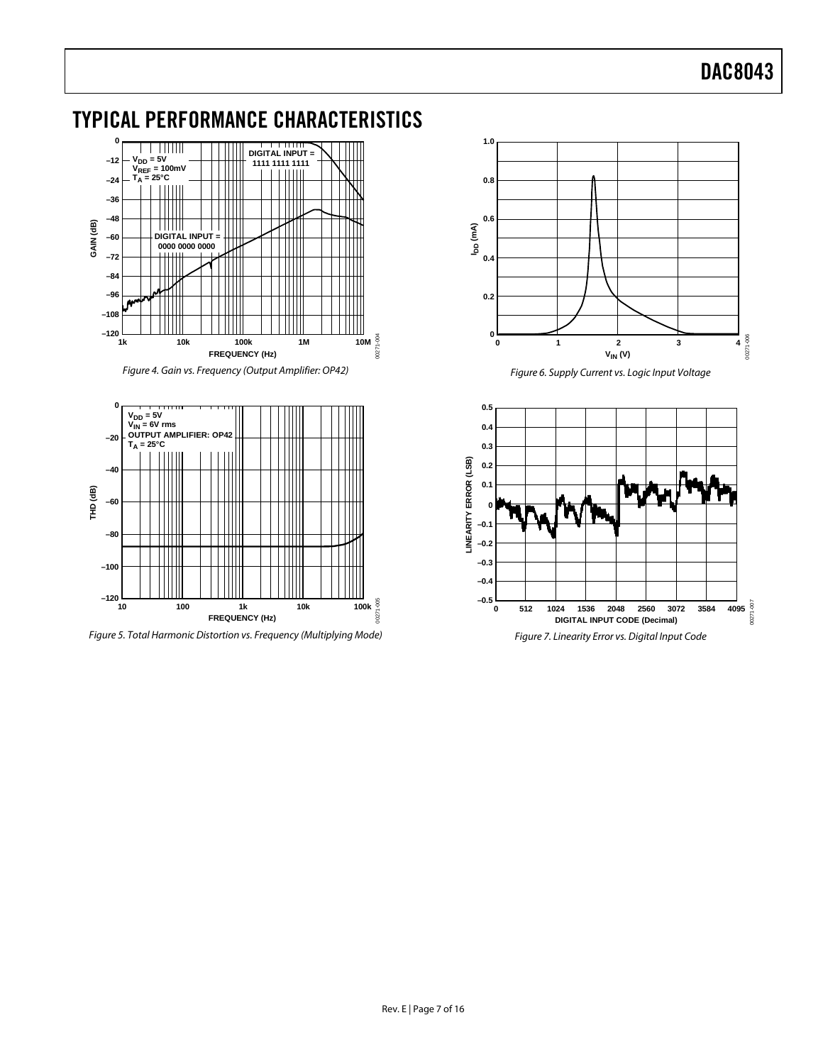# TYPICAL PERFORMANCE CHARACTERISTICS

Figure 4. Gain vs. Frequency (Output Amplifier: OP42)

Figure 5. Total Harmonic Distortion vs. Frequency (Multiplying Mode)

Figure 6. Supply Current vs. Logic Input Voltage

Figure 7. Linearity Error vs. Digital Input Code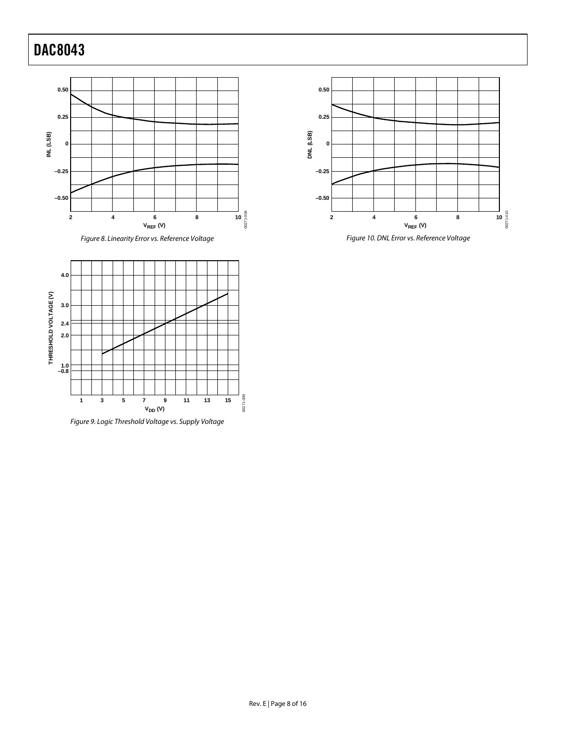Figure 8. Linearity Error vs. Reference Voltage

Figure 9. Logic Threshold Voltage vs. Supply Voltage

Figure 10. DNL Error vs. Reference Voltage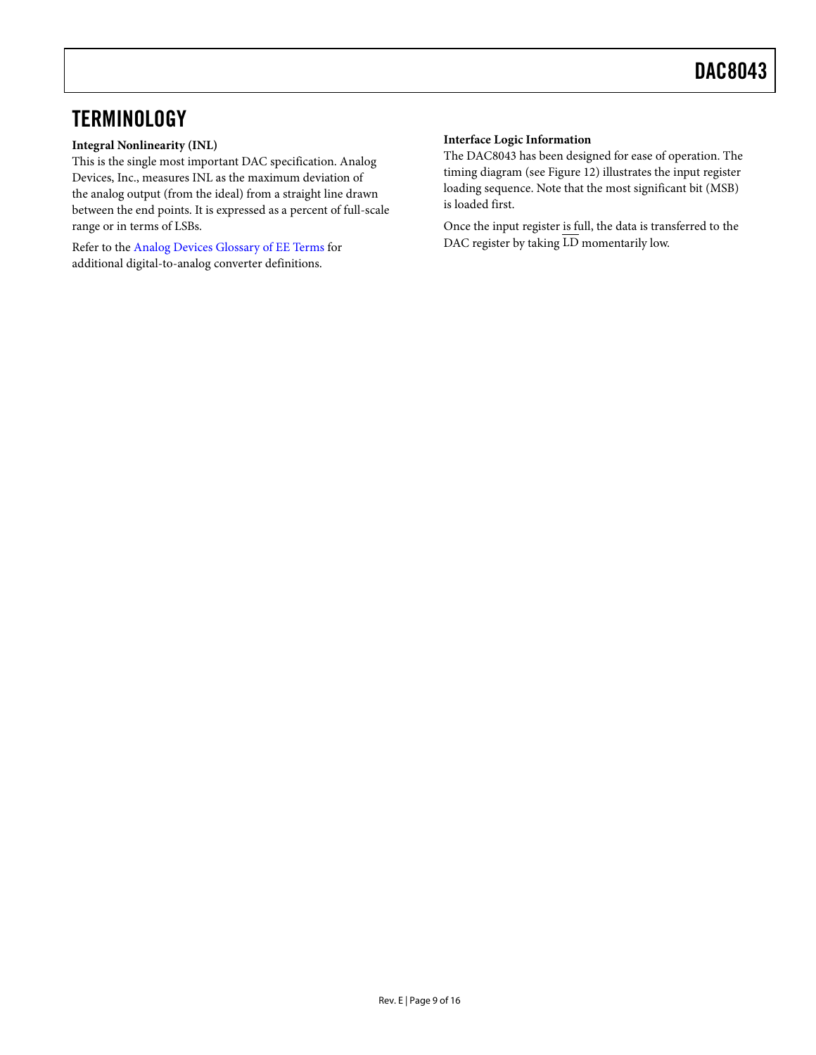# TERMINOLOGY

**Integral Nonlinearity (INL)**

This is the single most important DAC specification. Analog Devices, Inc., measures INL as the maximum deviation of the analog output (from the ideal) from a straight line drawn between the end points. It is expressed as a percent of full-scale range or in terms of LSBs.

Refer to the Analog Devices Glossary of EE Terms for additional digital-to-analog converter definitions.

**Interface Logic Information**

The DAC8043 has been designed for ease of operation. The timing diagram (see Figure 12) illustrates the input register loading sequence. Note that the most significant bit (MSB) is loaded first.

Once the input register is full, the data is transferred to the DAC register by taking $\overline{\text{LD}}$ momentarily low.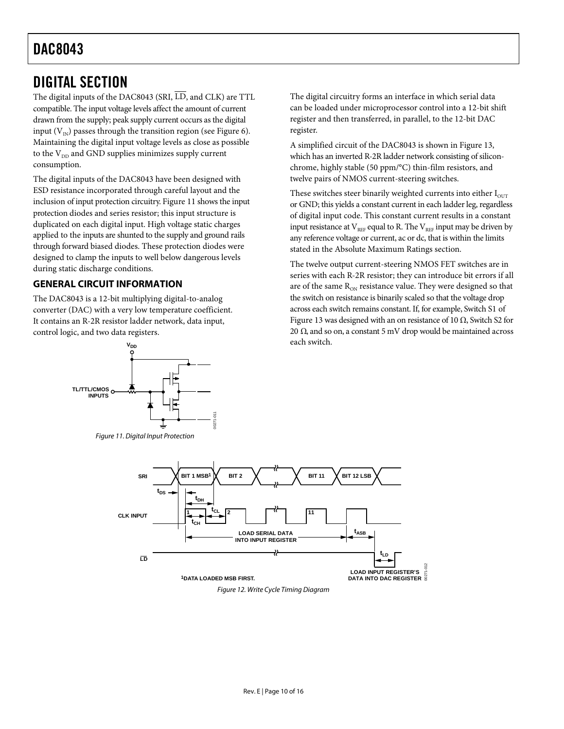# DIGITAL SECTION

The digital inputs of the DAC8043 (SRI, $\overline{LD}$, and CLK) are TTL compatible. The input voltage levels affect the amount of current drawn from the supply; peak supply current occurs as the digital input ($V_{IN}$) passes through the transition region (see Figure 6). Maintaining the digital input voltage levels as close as possible to the $V_{DD}$ and GND supplies minimizes supply current consumption.

The digital inputs of the DAC8043 have been designed with ESD resistance incorporated through careful layout and the inclusion of input protection circuitry. Figure 11 shows the input protection diodes and series resistor; this input structure is duplicated on each digital input. High voltage static charges applied to the inputs are shunted to the supply and ground rails through forward biased diodes. These protection diodes were designed to clamp the inputs to well below dangerous levels during static discharge conditions.

## GENERAL CIRCUIT INFORMATION

The DAC8043 is a 12-bit multiplying digital-to-analog converter (DAC) with a very low temperature coefficient. It contains an R-2R resistor ladder network, data input, control logic, and two data registers.

Figure 11. Digital Input Protection

The digital circuitry forms an interface in which serial data can be loaded under microprocessor control into a 12-bit shift register and then transferred, in parallel, to the 12-bit DAC register.

A simplified circuit of the DAC8043 is shown in Figure 13, which has an inverted R-2R ladder network consisting of silicon-chrome, highly stable (50 ppm/°C) thin-film resistors, and twelve pairs of NMOS current-steering switches.

These switches steer binarily weighted currents into either $I_{OUT}$ or GND; this yields a constant current in each ladder leg, regardless of digital input code. This constant current results in a constant input resistance at $V_{REF}$ equal to R. The $V_{REF}$ input may be driven by any reference voltage or current, ac or dc, that is within the limits stated in the Absolute Maximum Ratings section.

The twelve output current-steering NMOS FET switches are in series with each R-2R resistor; they can introduce bit errors if all are of the same $R_{ON}$ resistance value. They were designed so that the switch on resistance is binarily scaled so that the voltage drop across each switch remains constant. If, for example, Switch S1 of Figure 13 was designed with an on resistance of 10 Ω, Switch S2 for 20 Ω, and so on, a constant 5 mV drop would be maintained across each switch.

Figure 12. Write Cycle Timing Diagram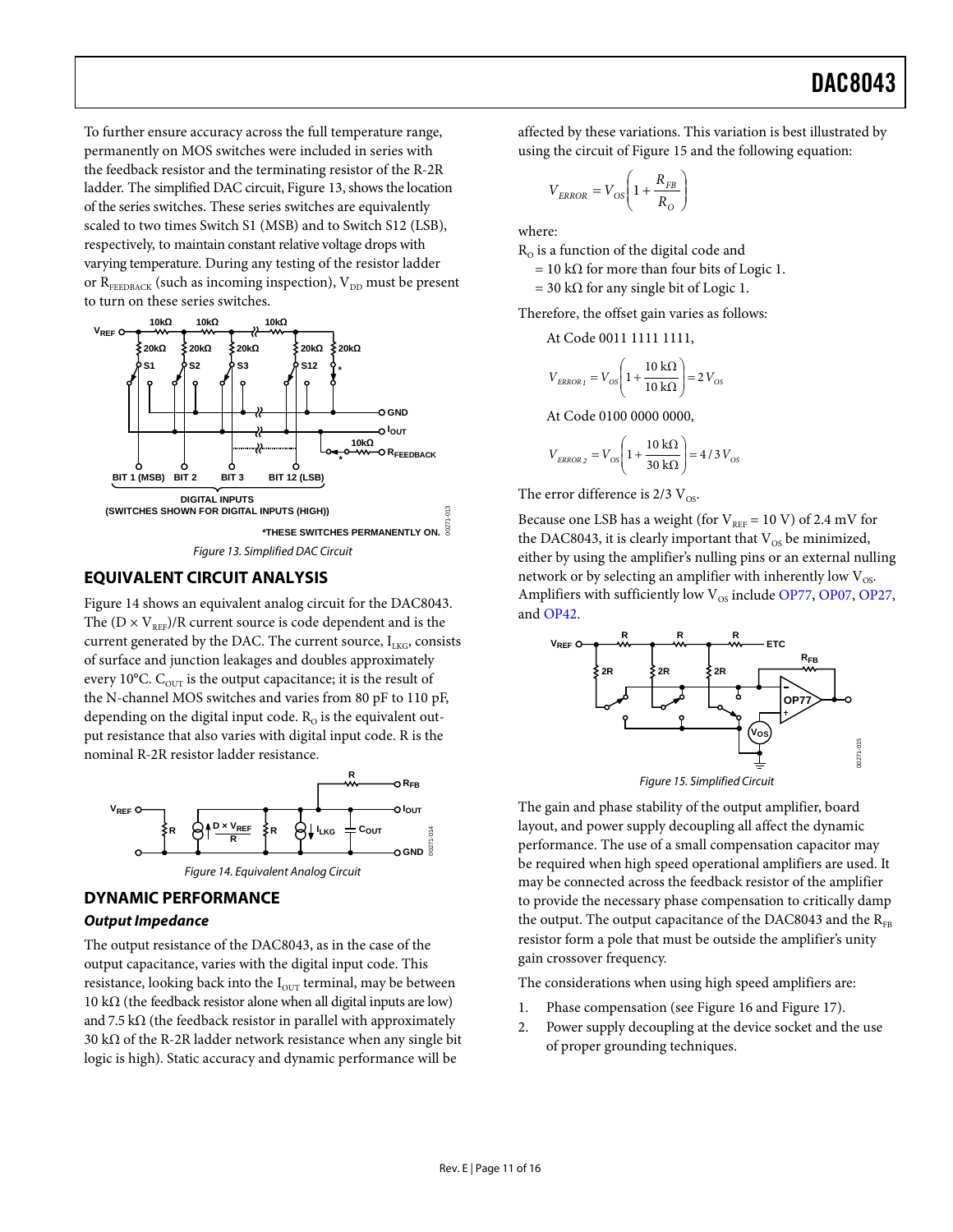To further ensure accuracy across the full temperature range, permanently on MOS switches were included in series with the feedback resistor and the terminating resistor of the R-2R ladder. The simplified DAC circuit, Figure 13, shows the location of the series switches. These series switches are equivalently scaled to two times Switch S1 (MSB) and to Switch S12 (LSB), respectively, to maintain constant relative voltage drops with varying temperature. During any testing of the resistor ladder or $R_{FEEDBACK}$ (such as incoming inspection), $V_{DD}$ must be present to turn on these series switches.

Figure 13. Simplified DAC Circuit

## EQUIVALENT CIRCUIT ANALYSIS

Figure 14 shows an equivalent analog circuit for the DAC8043. The $(D \times V_{REF})/R$ current source is code dependent and is the current generated by the DAC. The current source, $I_{LKG}$, consists of surface and junction leakages and doubles approximately every 10°C. $C_{OUT}$ is the output capacitance; it is the result of the N-channel MOS switches and varies from 80 pF to 110 pF, depending on the digital input code. $R_O$ is the equivalent output resistance that also varies with digital input code. R is the nominal R-2R resistor ladder resistance.

Figure 14. Equivalent Analog Circuit

## DYNAMIC PERFORMANCE

### *Output Impedance*

The output resistance of the DAC8043, as in the case of the output capacitance, varies with the digital input code. This resistance, looking back into the $I_{OUT}$ terminal, may be between 10 kΩ (the feedback resistor alone when all digital inputs are low) and 7.5 kΩ (the feedback resistor in parallel with approximately 30 kΩ of the R-2R ladder network resistance when any single bit logic is high). Static accuracy and dynamic performance will be affected by these variations. This variation is best illustrated by using the circuit of Figure 15 and the following equation:

$$V_{ERROR} = V_{OS}\left(1 + \frac{R_{FB}}{R_O}\right)$$

where:

$R_O$ is a function of the digital code and
= 10 kΩ for more than four bits of Logic 1.
= 30 kΩ for any single bit of Logic 1.

Therefore, the offset gain varies as follows:

At Code 0011 1111 1111,

$$V_{ERROR\,1} = V_{OS}\left(1 + \frac{10\text{ k}\Omega}{10\text{ k}\Omega}\right) = 2\,V_{OS}$$

At Code 0100 0000 0000,

$$V_{ERROR\,2} = V_{OS}\left(1 + \frac{10\text{ k}\Omega}{30\text{ k}\Omega}\right) = 4/3\,V_{OS}$$

The error difference is 2/3 $V_{OS}$.

Because one LSB has a weight (for $V_{REF}$ = 10 V) of 2.4 mV for the DAC8043, it is clearly important that $V_{OS}$ be minimized, either by using the amplifier's nulling pins or an external nulling network or by selecting an amplifier with inherently low $V_{OS}$. Amplifiers with sufficiently low $V_{OS}$ include OP77, OP07, OP27, and OP42.

Figure 15. Simplified Circuit

The gain and phase stability of the output amplifier, board layout, and power supply decoupling all affect the dynamic performance. The use of a small compensation capacitor may be required when high speed operational amplifiers are used. It may be connected across the feedback resistor of the amplifier to provide the necessary phase compensation to critically damp the output. The output capacitance of the DAC8043 and the $R_{FB}$ resistor form a pole that must be outside the amplifier's unity gain crossover frequency.

The considerations when using high speed amplifiers are:

1. Phase compensation (see Figure 16 and Figure 17).
2. Power supply decoupling at the device socket and the use of proper grounding techniques.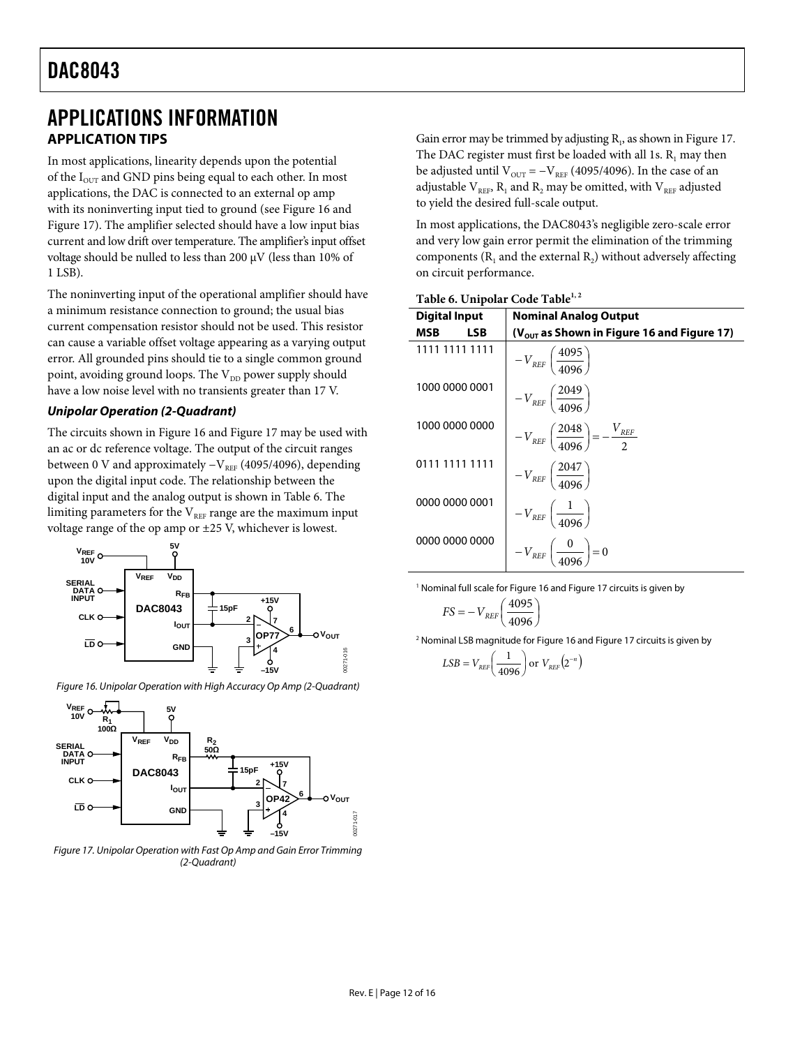# APPLICATIONS INFORMATION

## APPLICATION TIPS

In most applications, linearity depends upon the potential of the $I_{OUT}$ and GND pins being equal to each other. In most applications, the DAC is connected to an external op amp with its noninverting input tied to ground (see Figure 16 and Figure 17). The amplifier selected should have a low input bias current and low drift over temperature. The amplifier's input offset voltage should be nulled to less than 200 μV (less than 10% of 1 LSB).

The noninverting input of the operational amplifier should have a minimum resistance connection to ground; the usual bias current compensation resistor should not be used. This resistor can cause a variable offset voltage appearing as a varying output error. All grounded pins should tie to a single common ground point, avoiding ground loops. The $V_{DD}$ power supply should have a low noise level with no transients greater than 17 V.

### *Unipolar Operation (2-Quadrant)*

The circuits shown in Figure 16 and Figure 17 may be used with an ac or dc reference voltage. The output of the circuit ranges between 0 V and approximately $-V_{REF}$ (4095/4096), depending upon the digital input code. The relationship between the digital input and the analog output is shown in Table 6. The limiting parameters for the $V_{REF}$ range are the maximum input voltage range of the op amp or ±25 V, whichever is lowest.

*Figure 16. Unipolar Operation with High Accuracy Op Amp (2-Quadrant)*

*Figure 17. Unipolar Operation with Fast Op Amp and Gain Error Trimming (2-Quadrant)*

Gain error may be trimmed by adjusting $R_1$, as shown in Figure 17. The DAC register must first be loaded with all 1s. $R_1$ may then be adjusted until $V_{OUT} = -V_{REF}$ (4095/4096). In the case of an adjustable $V_{REF}$, $R_1$ and $R_2$ may be omitted, with $V_{REF}$ adjusted to yield the desired full-scale output.

In most applications, the DAC8043's negligible zero-scale error and very low gain error permit the elimination of the trimming components ($R_1$ and the external $R_2$) without adversely affecting on circuit performance.

**Table 6. Unipolar Code Table[1, 2]**

| Digital Input MSB LSB | Nominal Analog Output ($V_{OUT}$ as Shown in Figure 16 and Figure 17) |
|---|---|
| 1111 1111 1111 | $-V_{REF}\left(\frac{4095}{4096}\right)$ |
| 1000 0000 0001 | $-V_{REF}\left(\frac{2049}{4096}\right)$ |
| 1000 0000 0000 | $-V_{REF}\left(\frac{2048}{4096}\right) = -\frac{V_{REF}}{2}$ |
| 0111 1111 1111 | $-V_{REF}\left(\frac{2047}{4096}\right)$ |
| 0000 0000 0001 | $-V_{REF}\left(\frac{1}{4096}\right)$ |
| 0000 0000 0000 | $-V_{REF}\left(\frac{0}{4096}\right) = 0$ |

[1] Nominal full scale for Figure 16 and Figure 17 circuits is given by

$$FS = -V_{REF}\left(\frac{4095}{4096}\right)$$

[2] Nominal LSB magnitude for Figure 16 and Figure 17 circuits is given by

$$LSB = V_{REF}\left(\frac{1}{4096}\right) \text{ or } V_{REF}\left(2^{-n}\right)$$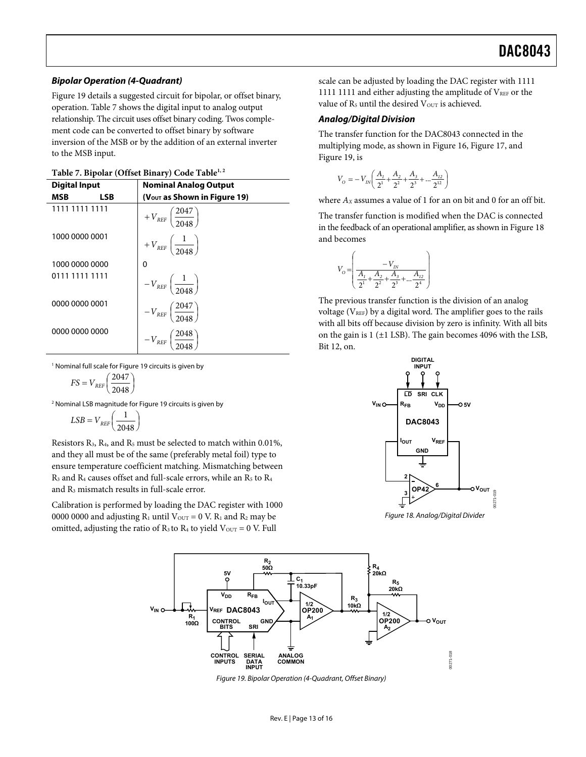### *Bipolar Operation (4-Quadrant)*

Figure 19 details a suggested circuit for bipolar, or offset binary, operation. Table 7 shows the digital input to analog output relationship. The circuit uses offset binary coding. Twos complement code can be converted to offset binary by software inversion of the MSB or by the addition of an external inverter to the MSB input.

**Table 7. Bipolar (Offset Binary) Code Table[1, 2]**

| Digital Input MSB LSB | Nominal Analog Output ($V_{OUT}$ as Shown in Figure 19) |
|---|---|
| 1111 1111 1111 | $+V_{REF}\left(\frac{2047}{2048}\right)$ |
| 1000 0000 0001 | $+V_{REF}\left(\frac{1}{2048}\right)$ |
| 1000 0000 0000 | 0 |
| 0111 1111 1111 | $-V_{REF}\left(\frac{1}{2048}\right)$ |
| 0000 0000 0001 | $-V_{REF}\left(\frac{2047}{2048}\right)$ |
| 0000 0000 0000 | $-V_{REF}\left(\frac{2048}{2048}\right)$ |

[1] Nominal full scale for Figure 19 circuits is given by

$$FS = V_{REF}\left(\frac{2047}{2048}\right)$$

[2] Nominal LSB magnitude for Figure 19 circuits is given by

$$LSB = V_{REF}\left(\frac{1}{2048}\right)$$

Resistors $R_3$, $R_4$, and $R_5$ must be selected to match within 0.01%, and they all must be of the same (preferably metal foil) type to ensure temperature coefficient matching. Mismatching between $R_3$ and $R_4$ causes offset and full-scale errors, while an $R_5$ to $R_4$ and $R_3$ mismatch results in full-scale error.

Calibration is performed by loading the DAC register with 1000 0000 0000 and adjusting $R_1$ until $V_{OUT}$ = 0 V. $R_1$ and $R_2$ may be omitted, adjusting the ratio of $R_3$ to $R_4$ to yield $V_{OUT}$ = 0 V. Full scale can be adjusted by loading the DAC register with 1111 1111 1111 and either adjusting the amplitude of $V_{REF}$ or the value of $R_5$ until the desired $V_{OUT}$ is achieved.

### *Analog/Digital Division*

The transfer function for the DAC8043 connected in the multiplying mode, as shown in Figure 16, Figure 17, and Figure 19, is

$$V_O = -V_{IN}\left(\frac{A_1}{2^1}+\frac{A_2}{2^2}+\frac{A_3}{2^3}+\ldots\frac{A_{12}}{2^{12}}\right)$$

where $A_X$ assumes a value of 1 for an on bit and 0 for an off bit.

The transfer function is modified when the DAC is connected in the feedback of an operational amplifier, as shown in Figure 18 and becomes

$$V_O = \left(\frac{-V_{IN}}{\frac{A_1}{2^1}+\frac{A_2}{2^2}+\frac{A_3}{2^3}+\ldots\frac{A_{12}}{2^4}}\right)$$

The previous transfer function is the division of an analog voltage ($V_{REF}$) by a digital word. The amplifier goes to the rails with all bits off because division by zero is infinity. With all bits on the gain is 1 (±1 LSB). The gain becomes 4096 with the LSB, Bit 12, on.

Figure 18. Analog/Digital Divider

Figure 19. Bipolar Operation (4-Quadrant, Offset Binary)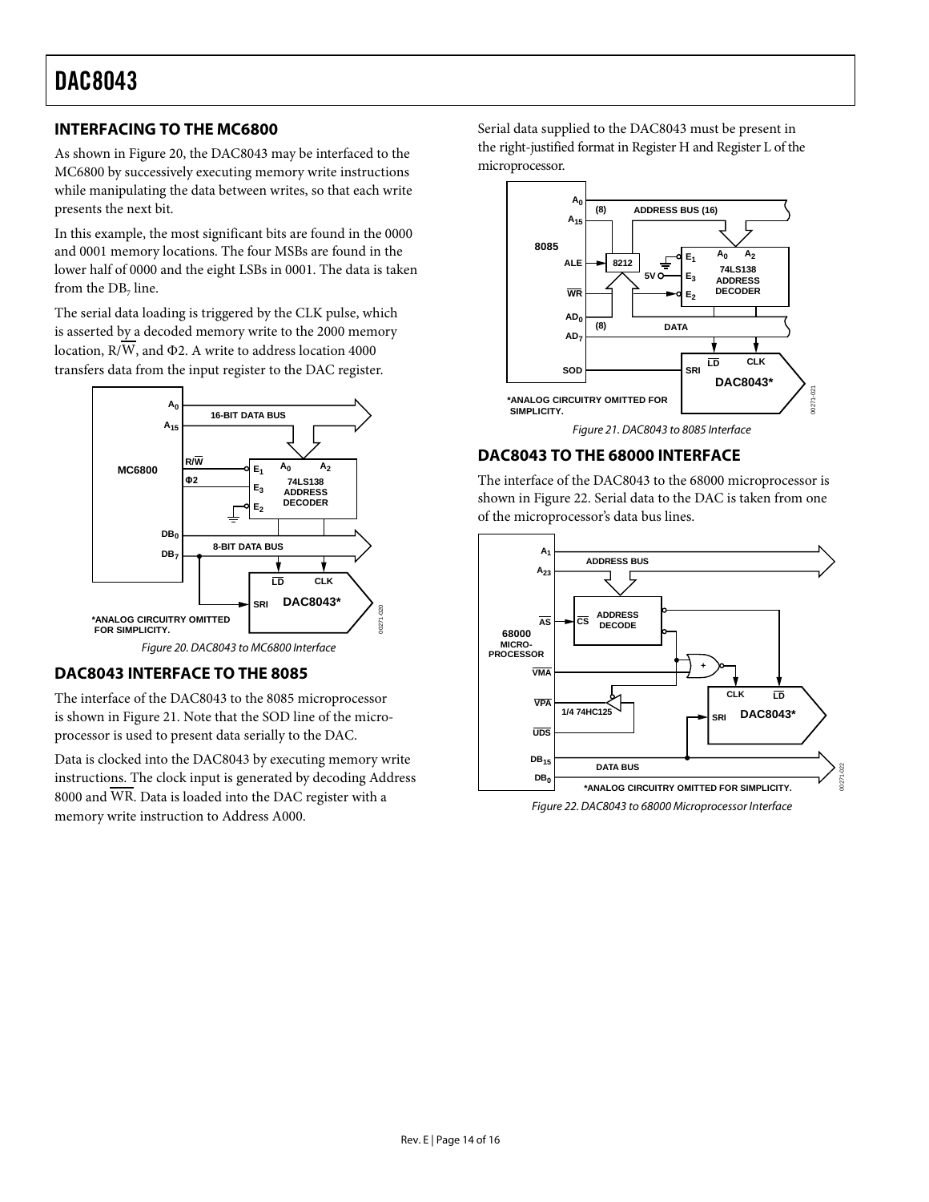## INTERFACING TO THE MC6800

As shown in Figure 20, the DAC8043 may be interfaced to the MC6800 by successively executing memory write instructions while manipulating the data between writes, so that each write presents the next bit.

In this example, the most significant bits are found in the 0000 and 0001 memory locations. The four MSBs are found in the lower half of 0000 and the eight LSBs in 0001. The data is taken from the $DB_7$ line.

The serial data loading is triggered by the CLK pulse, which is asserted by a decoded memory write to the 2000 memory location, R/$\overline{W}$, and Φ2. A write to address location 4000 transfers data from the input register to the DAC register.

Figure 20. DAC8043 to MC6800 Interface

## DAC8043 INTERFACE TO THE 8085

The interface of the DAC8043 to the 8085 microprocessor is shown in Figure 21. Note that the SOD line of the microprocessor is used to present data serially to the DAC.

Data is clocked into the DAC8043 by executing memory write instructions. The clock input is generated by decoding Address 8000 and $\overline{WR}$. Data is loaded into the DAC register with a memory write instruction to Address A000.

Serial data supplied to the DAC8043 must be present in the right-justified format in Register H and Register L of the microprocessor.

Figure 21. DAC8043 to 8085 Interface

## DAC8043 TO THE 68000 INTERFACE

The interface of the DAC8043 to the 68000 microprocessor is shown in Figure 22. Serial data to the DAC is taken from one of the microprocessor's data bus lines.

Figure 22. DAC8043 to 68000 Microprocessor Interface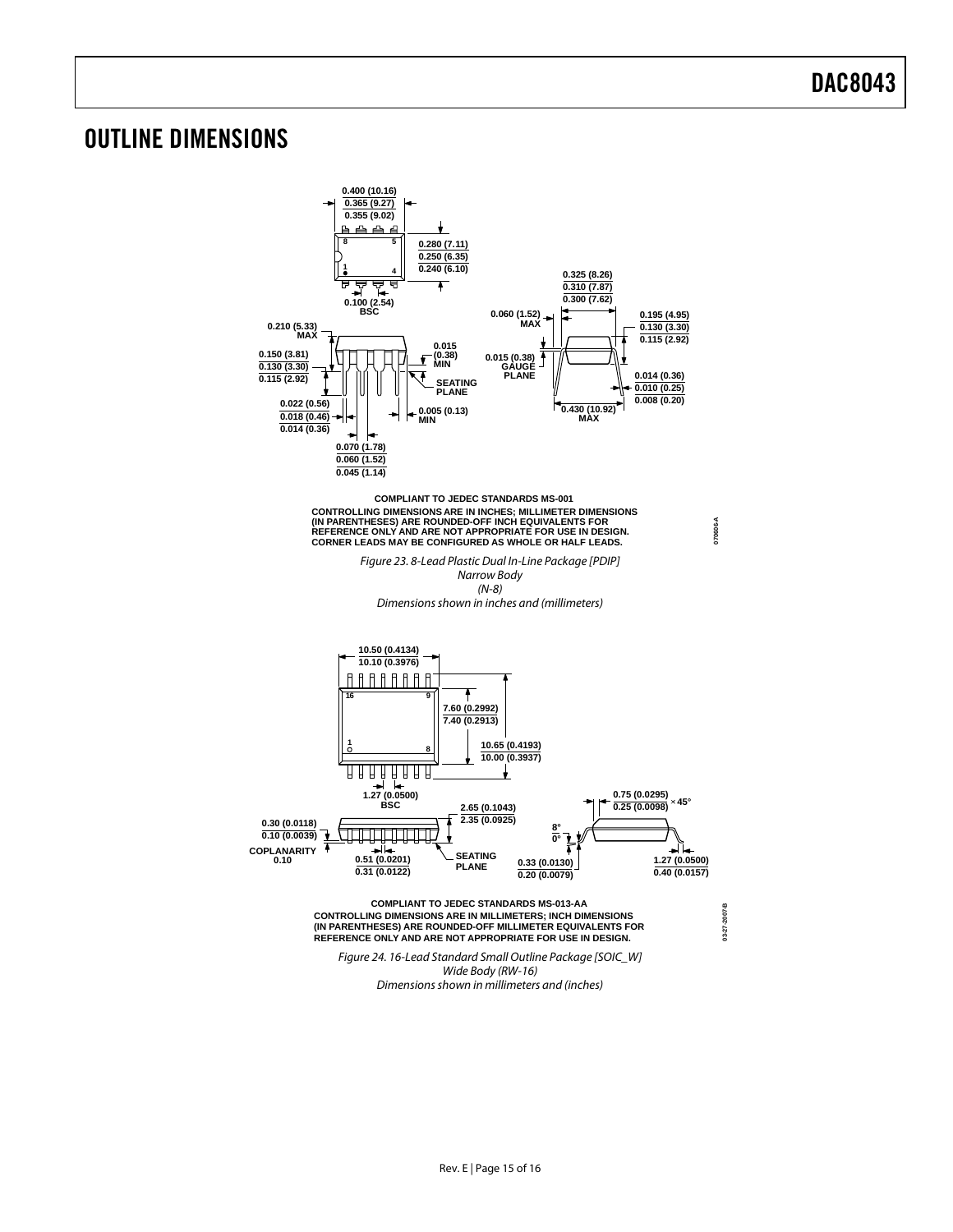# OUTLINE DIMENSIONS

COMPLIANT TO JEDEC STANDARDS MS-001

CONTROLLING DIMENSIONS ARE IN INCHES; MILLIMETER DIMENSIONS (IN PARENTHESES) ARE ROUNDED-OFF INCH EQUIVALENTS FOR REFERENCE ONLY AND ARE NOT APPROPRIATE FOR USE IN DESIGN. CORNER LEADS MAY BE CONFIGURED AS WHOLE OR HALF LEADS.

*Figure 23. 8-Lead Plastic Dual In-Line Package [PDIP] Narrow Body (N-8) Dimensions shown in inches and (millimeters)*

COMPLIANT TO JEDEC STANDARDS MS-013-AA

CONTROLLING DIMENSIONS ARE IN MILLIMETERS; INCH DIMENSIONS (IN PARENTHESES) ARE ROUNDED-OFF MILLIMETER EQUIVALENTS FOR REFERENCE ONLY AND ARE NOT APPROPRIATE FOR USE IN DESIGN.

*Figure 24. 16-Lead Standard Small Outline Package [SOIC_W] Wide Body (RW-16) Dimensions shown in millimeters and (inches)*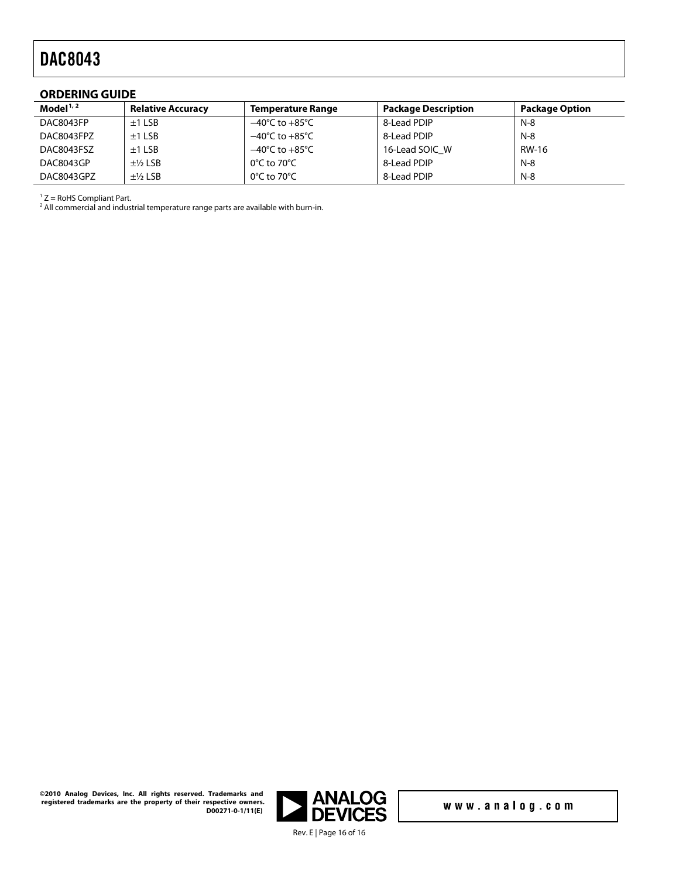## ORDERING GUIDE

| Model[1, 2] | Relative Accuracy | Temperature Range | Package Description | Package Option |
|---|---|---|---|---|
| DAC8043FP | ±1 LSB | −40°C to +85°C | 8-Lead PDIP | N-8 |
| DAC8043FPZ | ±1 LSB | −40°C to +85°C | 8-Lead PDIP | N-8 |
| DAC8043FSZ | ±1 LSB | −40°C to +85°C | 16-Lead SOIC_W | RW-16 |
| DAC8043GP | ±½ LSB | 0°C to 70°C | 8-Lead PDIP | N-8 |
| DAC8043GPZ | ±½ LSB | 0°C to 70°C | 8-Lead PDIP | N-8 |

[1] Z = RoHS Compliant Part.
[2] All commercial and industrial temperature range parts are available with burn-in.

©2010 Analog Devices, Inc. All rights reserved. Trademarks and registered trademarks are the property of their respective owners.
D00271-0-1/11(E)

www.analog.com